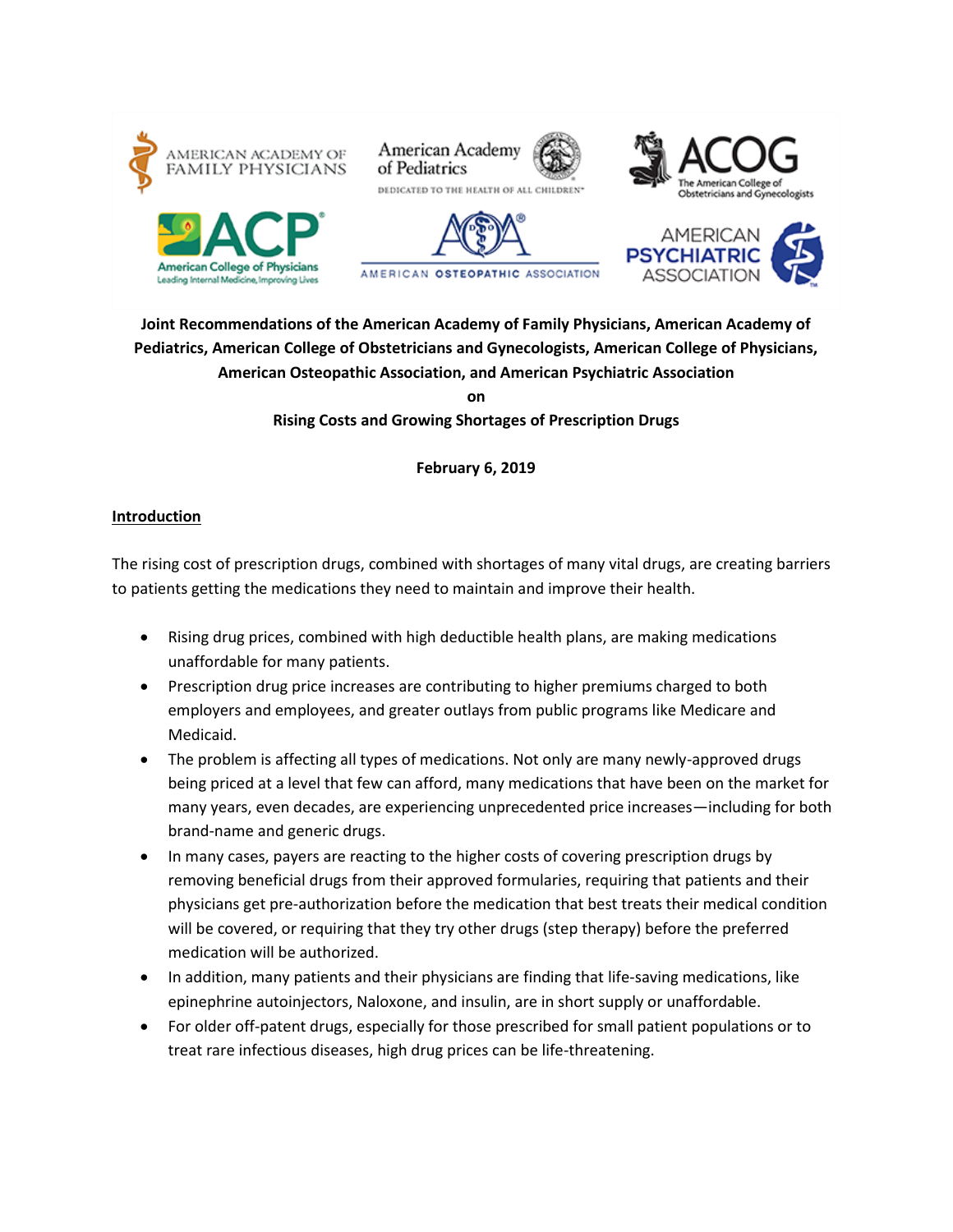**Joint Recommendations of the American Academy of Family Physicians, American Academy of Pediatrics, American College of Obstetricians and Gynecologists, American College of Physicians, American Osteopathic Association, and American Psychiatric Association**

**on**

**Rising Costs and Growing Shortages of Prescription Drugs**

**February 6, 2019**

## Introduction

The rising cost of prescription drugs, combined with shortages of many vital drugs, are creating barriers to patients getting the medications they need to maintain and improve their health.

- Rising drug prices, combined with high deductible health plans, are making medications unaffordable for many patients.
- Prescription drug price increases are contributing to higher premiums charged to both employers and employees, and greater outlays from public programs like Medicare and Medicaid.
- The problem is affecting all types of medications. Not only are many newly-approved drugs being priced at a level that few can afford, many medications that have been on the market for many years, even decades, are experiencing unprecedented price increases—including for both brand-name and generic drugs.
- In many cases, payers are reacting to the higher costs of covering prescription drugs by removing beneficial drugs from their approved formularies, requiring that patients and their physicians get pre-authorization before the medication that best treats their medical condition will be covered, or requiring that they try other drugs (step therapy) before the preferred medication will be authorized.
- In addition, many patients and their physicians are finding that life-saving medications, like epinephrine autoinjectors, Naloxone, and insulin, are in short supply or unaffordable.
- For older off-patent drugs, especially for those prescribed for small patient populations or to treat rare infectious diseases, high drug prices can be life-threatening.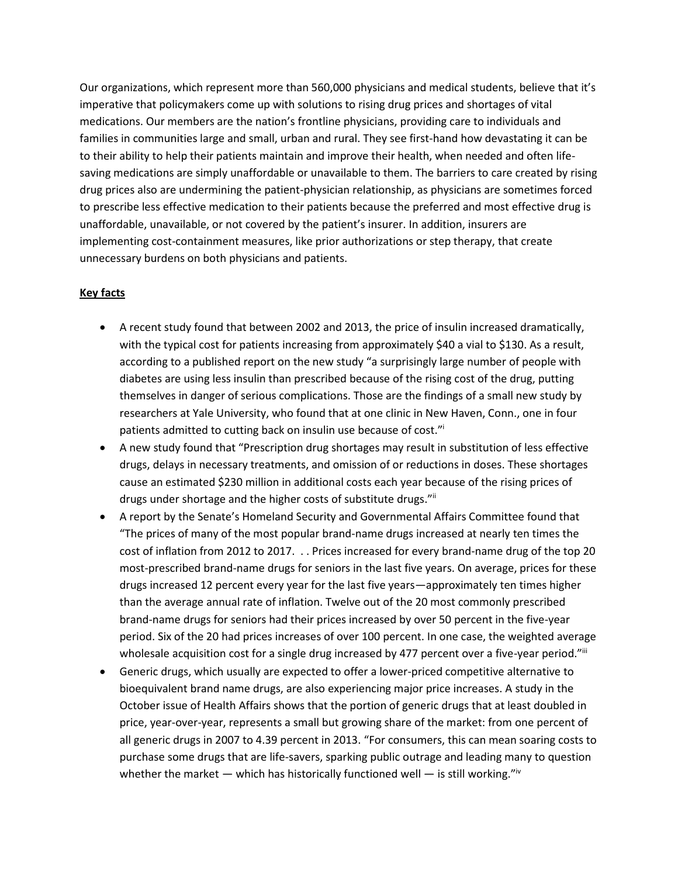Our organizations, which represent more than 560,000 physicians and medical students, believe that it's imperative that policymakers come up with solutions to rising drug prices and shortages of vital medications. Our members are the nation's frontline physicians, providing care to individuals and families in communities large and small, urban and rural. They see first-hand how devastating it can be to their ability to help their patients maintain and improve their health, when needed and often life-saving medications are simply unaffordable or unavailable to them. The barriers to care created by rising drug prices also are undermining the patient-physician relationship, as physicians are sometimes forced to prescribe less effective medication to their patients because the preferred and most effective drug is unaffordable, unavailable, or not covered by the patient's insurer. In addition, insurers are implementing cost-containment measures, like prior authorizations or step therapy, that create unnecessary burdens on both physicians and patients.

**Key facts**

- A recent study found that between 2002 and 2013, the price of insulin increased dramatically, with the typical cost for patients increasing from approximately $40 a vial to $130. As a result, according to a published report on the new study "a surprisingly large number of people with diabetes are using less insulin than prescribed because of the rising cost of the drug, putting themselves in danger of serious complications. Those are the findings of a small new study by researchers at Yale University, who found that at one clinic in New Haven, Conn., one in four patients admitted to cutting back on insulin use because of cost."[i]
- A new study found that "Prescription drug shortages may result in substitution of less effective drugs, delays in necessary treatments, and omission of or reductions in doses. These shortages cause an estimated $230 million in additional costs each year because of the rising prices of drugs under shortage and the higher costs of substitute drugs."[ii]
- A report by the Senate's Homeland Security and Governmental Affairs Committee found that "The prices of many of the most popular brand-name drugs increased at nearly ten times the cost of inflation from 2012 to 2017. . . Prices increased for every brand-name drug of the top 20 most-prescribed brand-name drugs for seniors in the last five years. On average, prices for these drugs increased 12 percent every year for the last five years—approximately ten times higher than the average annual rate of inflation. Twelve out of the 20 most commonly prescribed brand-name drugs for seniors had their prices increased by over 50 percent in the five-year period. Six of the 20 had prices increases of over 100 percent. In one case, the weighted average wholesale acquisition cost for a single drug increased by 477 percent over a five-year period."[iii]
- Generic drugs, which usually are expected to offer a lower-priced competitive alternative to bioequivalent brand name drugs, are also experiencing major price increases. A study in the October issue of Health Affairs shows that the portion of generic drugs that at least doubled in price, year-over-year, represents a small but growing share of the market: from one percent of all generic drugs in 2007 to 4.39 percent in 2013. "For consumers, this can mean soaring costs to purchase some drugs that are life-savers, sparking public outrage and leading many to question whether the market — which has historically functioned well — is still working."[iv]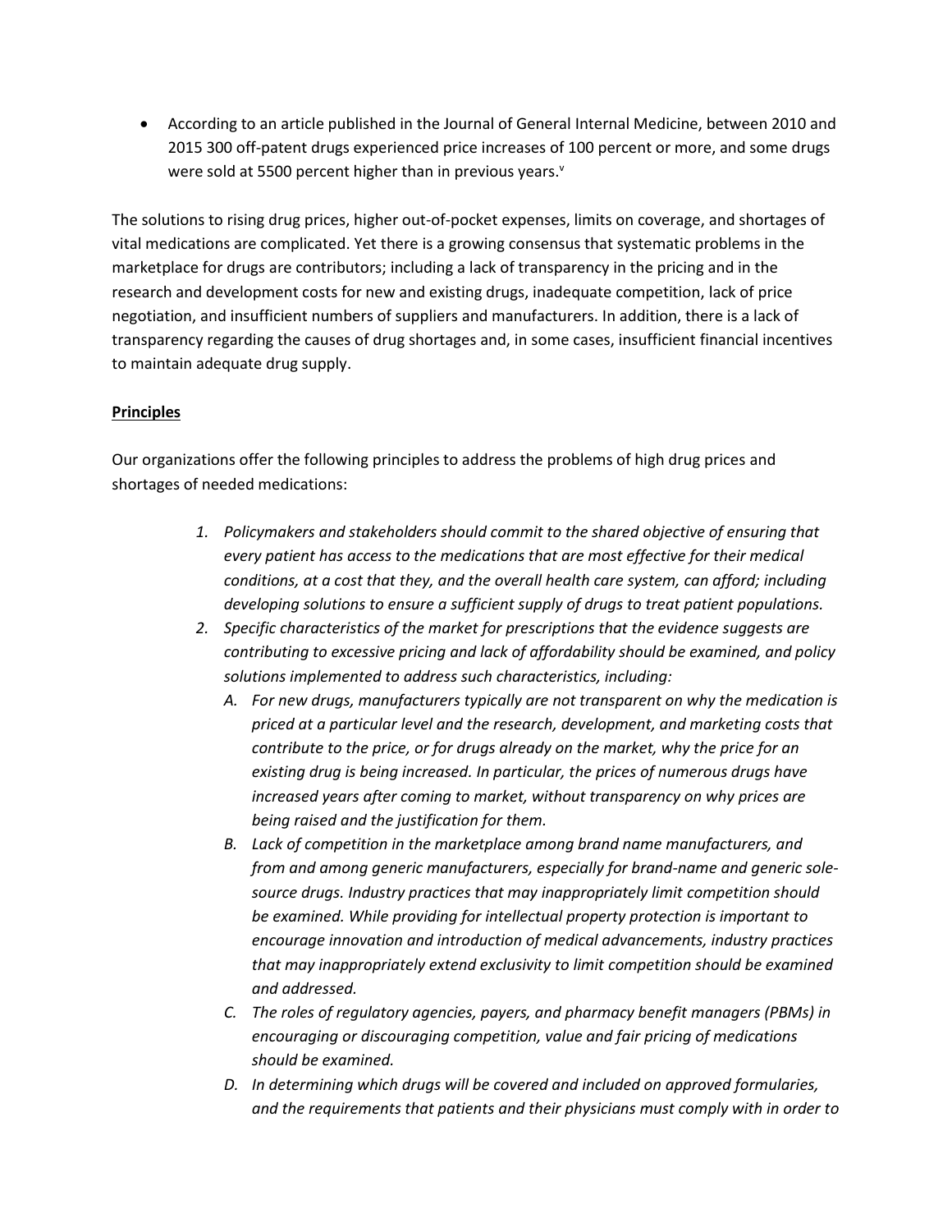- According to an article published in the Journal of General Internal Medicine, between 2010 and 2015 300 off-patent drugs experienced price increases of 100 percent or more, and some drugs were sold at 5500 percent higher than in previous years.[v]

The solutions to rising drug prices, higher out-of-pocket expenses, limits on coverage, and shortages of vital medications are complicated. Yet there is a growing consensus that systematic problems in the marketplace for drugs are contributors; including a lack of transparency in the pricing and in the research and development costs for new and existing drugs, inadequate competition, lack of price negotiation, and insufficient numbers of suppliers and manufacturers. In addition, there is a lack of transparency regarding the causes of drug shortages and, in some cases, insufficient financial incentives to maintain adequate drug supply.

**Principles**

Our organizations offer the following principles to address the problems of high drug prices and shortages of needed medications:

1. *Policymakers and stakeholders should commit to the shared objective of ensuring that every patient has access to the medications that are most effective for their medical conditions, at a cost that they, and the overall health care system, can afford; including developing solutions to ensure a sufficient supply of drugs to treat patient populations.*
2. *Specific characteristics of the market for prescriptions that the evidence suggests are contributing to excessive pricing and lack of affordability should be examined, and policy solutions implemented to address such characteristics, including:*
   - A. *For new drugs, manufacturers typically are not transparent on why the medication is priced at a particular level and the research, development, and marketing costs that contribute to the price, or for drugs already on the market, why the price for an existing drug is being increased. In particular, the prices of numerous drugs have increased years after coming to market, without transparency on why prices are being raised and the justification for them.*
   - B. *Lack of competition in the marketplace among brand name manufacturers, and from and among generic manufacturers, especially for brand-name and generic sole-source drugs. Industry practices that may inappropriately limit competition should be examined. While providing for intellectual property protection is important to encourage innovation and introduction of medical advancements, industry practices that may inappropriately extend exclusivity to limit competition should be examined and addressed.*
   - C. *The roles of regulatory agencies, payers, and pharmacy benefit managers (PBMs) in encouraging or discouraging competition, value and fair pricing of medications should be examined.*
   - D. *In determining which drugs will be covered and included on approved formularies, and the requirements that patients and their physicians must comply with in order to*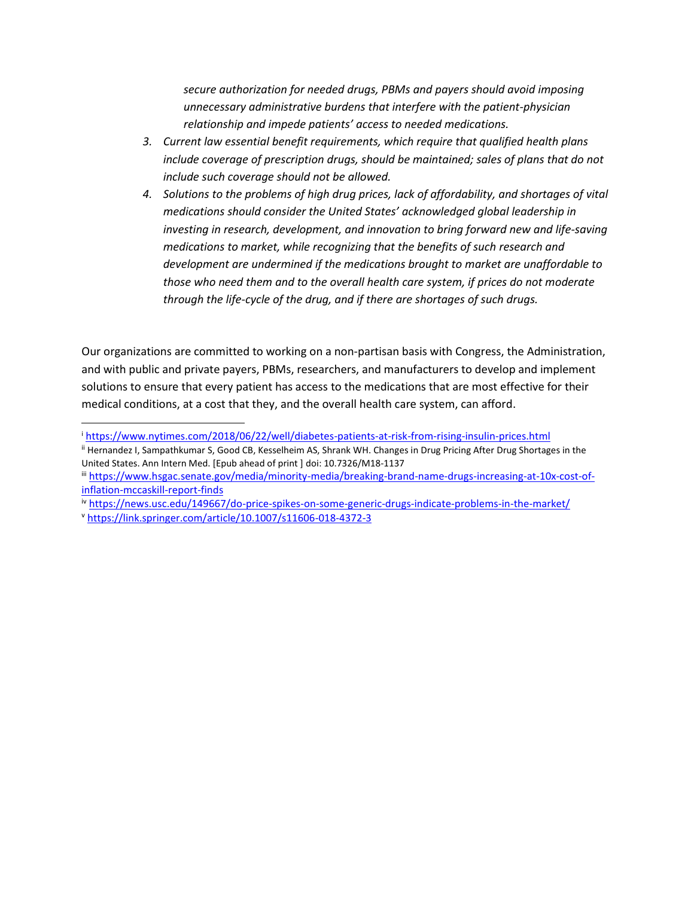*secure authorization for needed drugs, PBMs and payers should avoid imposing unnecessary administrative burdens that interfere with the patient-physician relationship and impede patients' access to needed medications.*

3. *Current law essential benefit requirements, which require that qualified health plans include coverage of prescription drugs, should be maintained; sales of plans that do not include such coverage should not be allowed.*
4. *Solutions to the problems of high drug prices, lack of affordability, and shortages of vital medications should consider the United States' acknowledged global leadership in investing in research, development, and innovation to bring forward new and life-saving medications to market, while recognizing that the benefits of such research and development are undermined if the medications brought to market are unaffordable to those who need them and to the overall health care system, if prices do not moderate through the life-cycle of the drug, and if there are shortages of such drugs.*

Our organizations are committed to working on a non-partisan basis with Congress, the Administration, and with public and private payers, PBMs, researchers, and manufacturers to develop and implement solutions to ensure that every patient has access to the medications that are most effective for their medical conditions, at a cost that they, and the overall health care system, can afford.

---

[i] https://www.nytimes.com/2018/06/22/well/diabetes-patients-at-risk-from-rising-insulin-prices.html

[ii] Hernandez I, Sampathkumar S, Good CB, Kesselheim AS, Shrank WH. Changes in Drug Pricing After Drug Shortages in the United States. Ann Intern Med. [Epub ahead of print ] doi: 10.7326/M18-1137

[iii] https://www.hsgac.senate.gov/media/minority-media/breaking-brand-name-drugs-increasing-at-10x-cost-of-inflation-mccaskill-report-finds

[iv] https://news.usc.edu/149667/do-price-spikes-on-some-generic-drugs-indicate-problems-in-the-market/

[v] https://link.springer.com/article/10.1007/s11606-018-4372-3